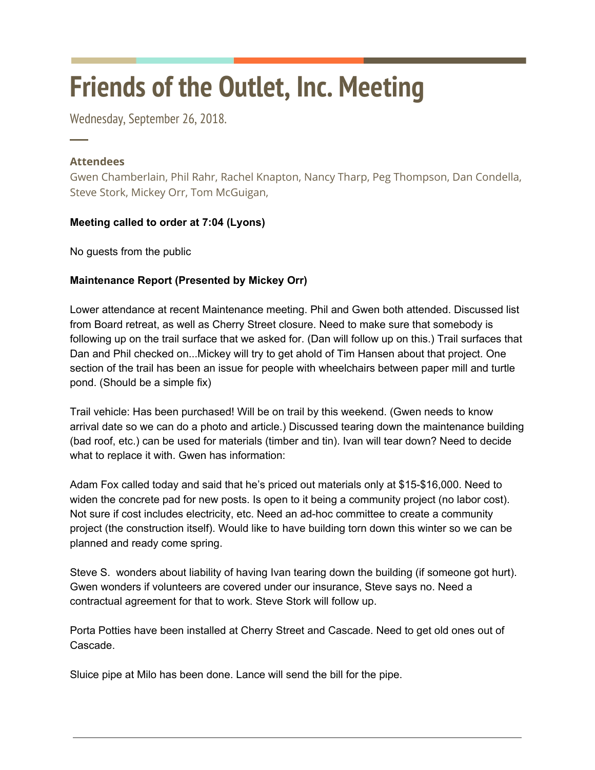# Friends of the Outlet, Inc. Meeting

Wednesday, September 26, 2018.

### Attendees

Gwen Chamberlain, Phil Rahr, Rachel Knapton, Nancy Tharp, Peg Thompson, Dan Condella, Steve Stork, Mickey Orr, Tom McGuigan,

**Meeting called to order at 7:04 (Lyons)**

No guests from the public

**Maintenance Report (Presented by Mickey Orr)**

Lower attendance at recent Maintenance meeting. Phil and Gwen both attended. Discussed list from Board retreat, as well as Cherry Street closure. Need to make sure that somebody is following up on the trail surface that we asked for. (Dan will follow up on this.) Trail surfaces that Dan and Phil checked on...Mickey will try to get ahold of Tim Hansen about that project. One section of the trail has been an issue for people with wheelchairs between paper mill and turtle pond. (Should be a simple fix)

Trail vehicle: Has been purchased! Will be on trail by this weekend. (Gwen needs to know arrival date so we can do a photo and article.) Discussed tearing down the maintenance building (bad roof, etc.) can be used for materials (timber and tin). Ivan will tear down? Need to decide what to replace it with. Gwen has information:

Adam Fox called today and said that he's priced out materials only at $15-$16,000. Need to widen the concrete pad for new posts. Is open to it being a community project (no labor cost). Not sure if cost includes electricity, etc. Need an ad-hoc committee to create a community project (the construction itself). Would like to have building torn down this winter so we can be planned and ready come spring.

Steve S. wonders about liability of having Ivan tearing down the building (if someone got hurt). Gwen wonders if volunteers are covered under our insurance, Steve says no. Need a contractual agreement for that to work. Steve Stork will follow up.

Porta Potties have been installed at Cherry Street and Cascade. Need to get old ones out of Cascade.

Sluice pipe at Milo has been done. Lance will send the bill for the pipe.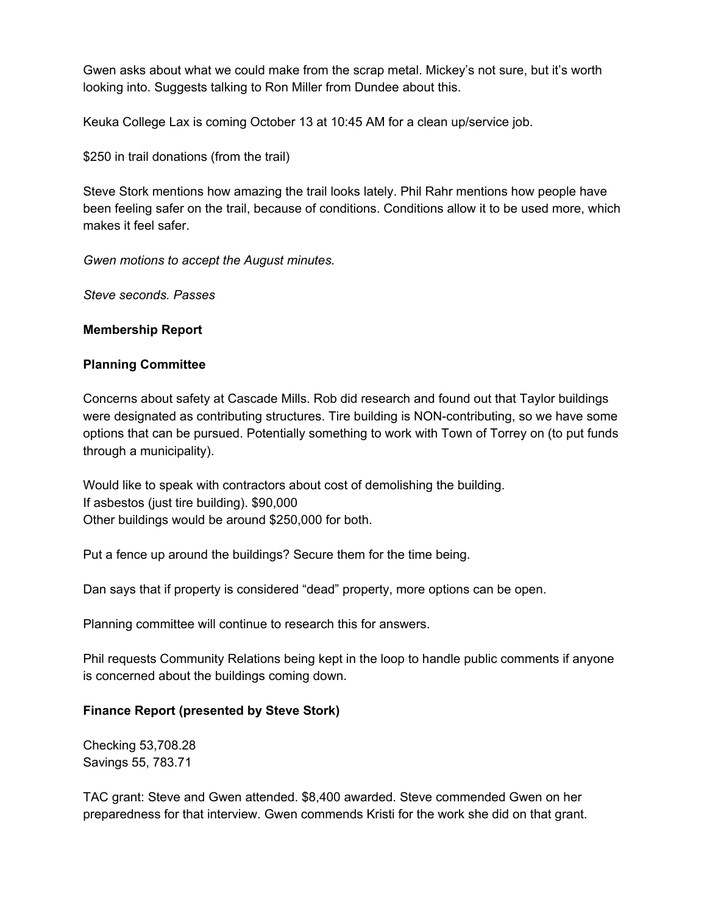Gwen asks about what we could make from the scrap metal. Mickey's not sure, but it's worth looking into. Suggests talking to Ron Miller from Dundee about this.

Keuka College Lax is coming October 13 at 10:45 AM for a clean up/service job.

$250 in trail donations (from the trail)

Steve Stork mentions how amazing the trail looks lately. Phil Rahr mentions how people have been feeling safer on the trail, because of conditions. Conditions allow it to be used more, which makes it feel safer.

*Gwen motions to accept the August minutes.*

*Steve seconds. Passes*

**Membership Report**

**Planning Committee**

Concerns about safety at Cascade Mills. Rob did research and found out that Taylor buildings were designated as contributing structures. Tire building is NON-contributing, so we have some options that can be pursued. Potentially something to work with Town of Torrey on (to put funds through a municipality).

Would like to speak with contractors about cost of demolishing the building.
If asbestos (just tire building). $90,000
Other buildings would be around $250,000 for both.

Put a fence up around the buildings? Secure them for the time being.

Dan says that if property is considered "dead" property, more options can be open.

Planning committee will continue to research this for answers.

Phil requests Community Relations being kept in the loop to handle public comments if anyone is concerned about the buildings coming down.

**Finance Report (presented by Steve Stork)**

Checking 53,708.28
Savings 55, 783.71

TAC grant: Steve and Gwen attended. $8,400 awarded. Steve commended Gwen on her preparedness for that interview. Gwen commends Kristi for the work she did on that grant.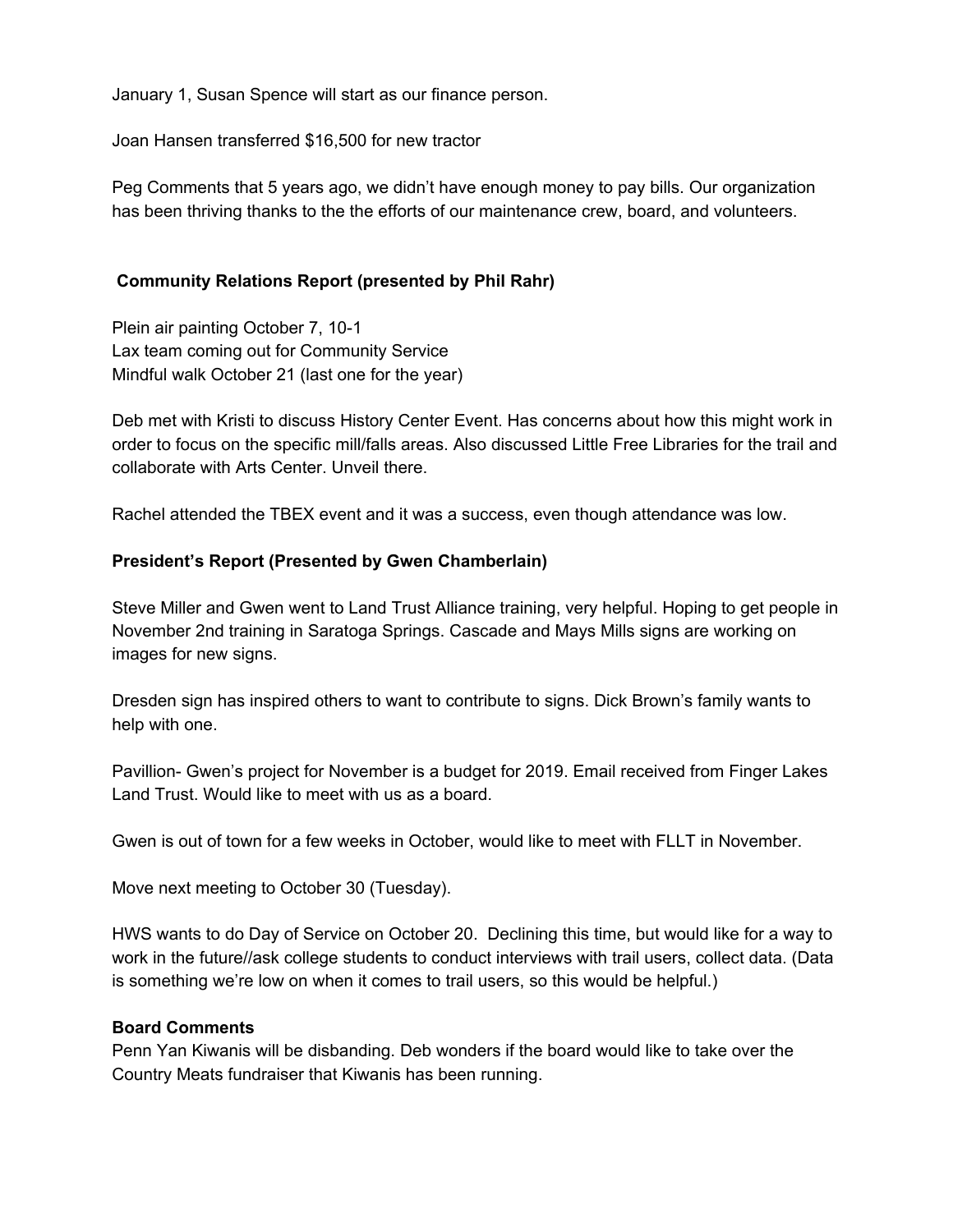January 1, Susan Spence will start as our finance person.

Joan Hansen transferred $16,500 for new tractor

Peg Comments that 5 years ago, we didn't have enough money to pay bills. Our organization has been thriving thanks to the the efforts of our maintenance crew, board, and volunteers.

**Community Relations Report (presented by Phil Rahr)**

Plein air painting October 7, 10-1
Lax team coming out for Community Service
Mindful walk October 21 (last one for the year)

Deb met with Kristi to discuss History Center Event. Has concerns about how this might work in order to focus on the specific mill/falls areas. Also discussed Little Free Libraries for the trail and collaborate with Arts Center. Unveil there.

Rachel attended the TBEX event and it was a success, even though attendance was low.

**President's Report (Presented by Gwen Chamberlain)**

Steve Miller and Gwen went to Land Trust Alliance training, very helpful. Hoping to get people in November 2nd training in Saratoga Springs. Cascade and Mays Mills signs are working on images for new signs.

Dresden sign has inspired others to want to contribute to signs. Dick Brown's family wants to help with one.

Pavillion- Gwen's project for November is a budget for 2019. Email received from Finger Lakes Land Trust. Would like to meet with us as a board.

Gwen is out of town for a few weeks in October, would like to meet with FLLT in November.

Move next meeting to October 30 (Tuesday).

HWS wants to do Day of Service on October 20. Declining this time, but would like for a way to work in the future//ask college students to conduct interviews with trail users, collect data. (Data is something we're low on when it comes to trail users, so this would be helpful.)

**Board Comments**
Penn Yan Kiwanis will be disbanding. Deb wonders if the board would like to take over the Country Meats fundraiser that Kiwanis has been running.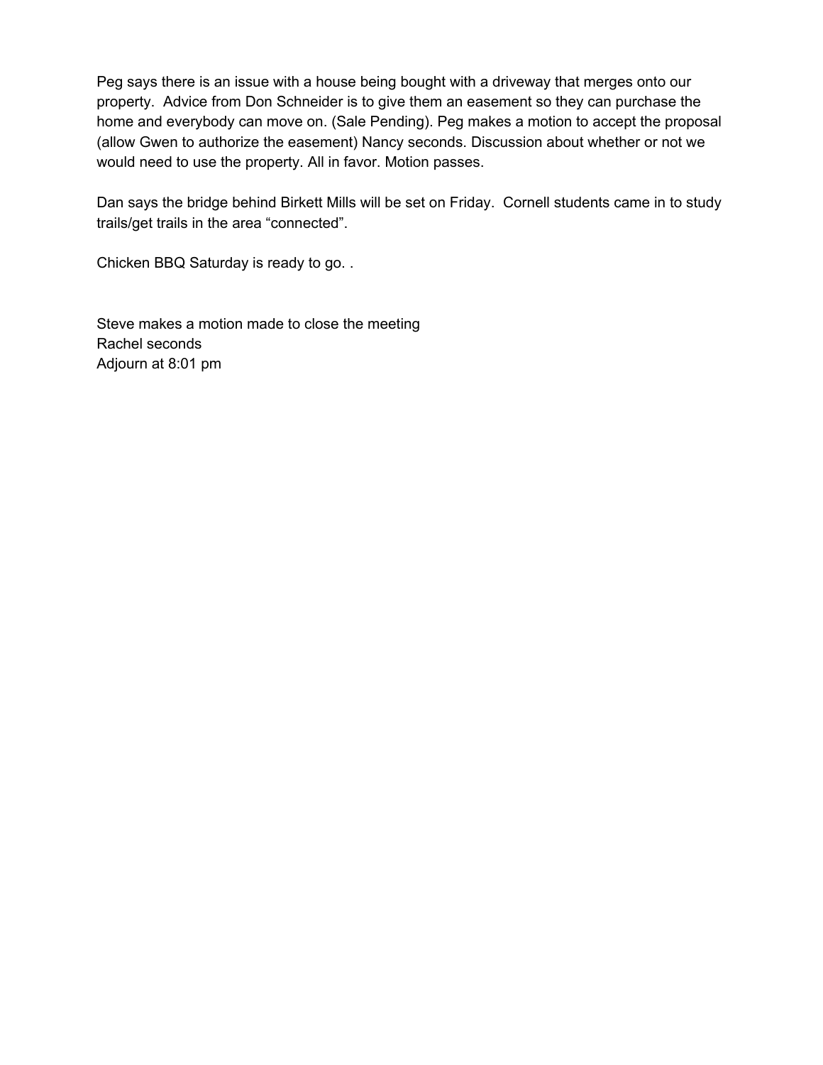Peg says there is an issue with a house being bought with a driveway that merges onto our property. Advice from Don Schneider is to give them an easement so they can purchase the home and everybody can move on. (Sale Pending). Peg makes a motion to accept the proposal (allow Gwen to authorize the easement) Nancy seconds. Discussion about whether or not we would need to use the property. All in favor. Motion passes.

Dan says the bridge behind Birkett Mills will be set on Friday. Cornell students came in to study trails/get trails in the area “connected”.

Chicken BBQ Saturday is ready to go. .

Steve makes a motion made to close the meeting
Rachel seconds
Adjourn at 8:01 pm